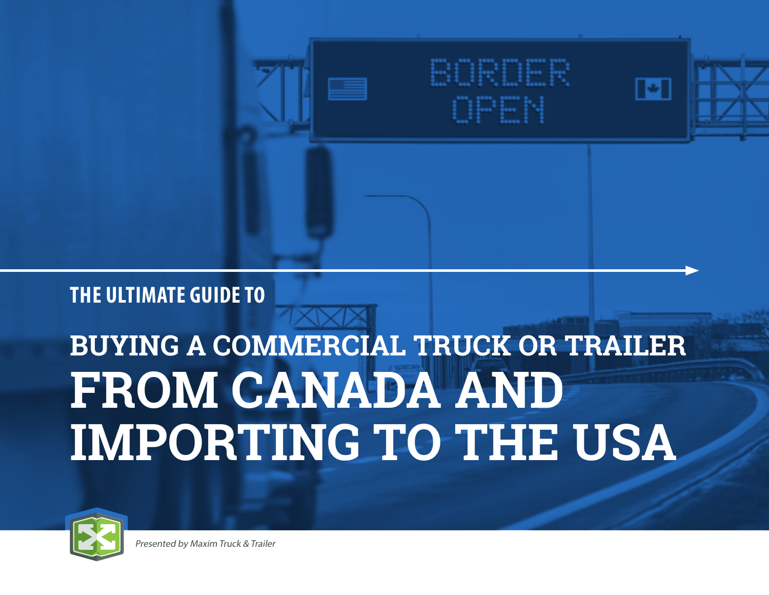THE ULTIMATE GUIDE TO

# BUYING A COMMERCIAL TRUCK OR TRAILER FROM CANADA AND IMPORTING TO THE USA

*Presented by Maxim Truck & Trailer*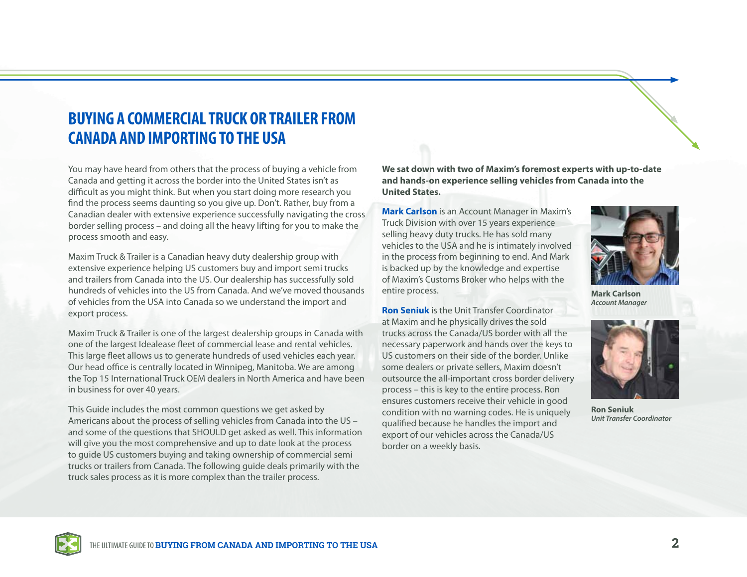# BUYING A COMMERCIAL TRUCK OR TRAILER FROM CANADA AND IMPORTING TO THE USA

You may have heard from others that the process of buying a vehicle from Canada and getting it across the border into the United States isn't as difficult as you might think. But when you start doing more research you find the process seems daunting so you give up. Don't. Rather, buy from a Canadian dealer with extensive experience successfully navigating the cross border selling process – and doing all the heavy lifting for you to make the process smooth and easy.

Maxim Truck & Trailer is a Canadian heavy duty dealership group with extensive experience helping US customers buy and import semi trucks and trailers from Canada into the US. Our dealership has successfully sold hundreds of vehicles into the US from Canada. And we've moved thousands of vehicles from the USA into Canada so we understand the import and export process.

Maxim Truck & Trailer is one of the largest dealership groups in Canada with one of the largest Idealease fleet of commercial lease and rental vehicles. This large fleet allows us to generate hundreds of used vehicles each year. Our head office is centrally located in Winnipeg, Manitoba. We are among the Top 15 International Truck OEM dealers in North America and have been in business for over 40 years.

This Guide includes the most common questions we get asked by Americans about the process of selling vehicles from Canada into the US – and some of the questions that SHOULD get asked as well. This information will give you the most comprehensive and up to date look at the process to guide US customers buying and taking ownership of commercial semi trucks or trailers from Canada. The following guide deals primarily with the truck sales process as it is more complex than the trailer process.

**We sat down with two of Maxim's foremost experts with up-to-date and hands-on experience selling vehicles from Canada into the United States.**

**Mark Carlson** is an Account Manager in Maxim's Truck Division with over 15 years experience selling heavy duty trucks. He has sold many vehicles to the USA and he is intimately involved in the process from beginning to end. And Mark is backed up by the knowledge and expertise of Maxim's Customs Broker who helps with the entire process.

**Mark Carlson**
*Account Manager*

**Ron Seniuk** is the Unit Transfer Coordinator at Maxim and he physically drives the sold trucks across the Canada/US border with all the necessary paperwork and hands over the keys to US customers on their side of the border. Unlike some dealers or private sellers, Maxim doesn't outsource the all-important cross border delivery process – this is key to the entire process. Ron ensures customers receive their vehicle in good condition with no warning codes. He is uniquely qualified because he handles the import and export of our vehicles across the Canada/US border on a weekly basis.

**Ron Seniuk**
*Unit Transfer Coordinator*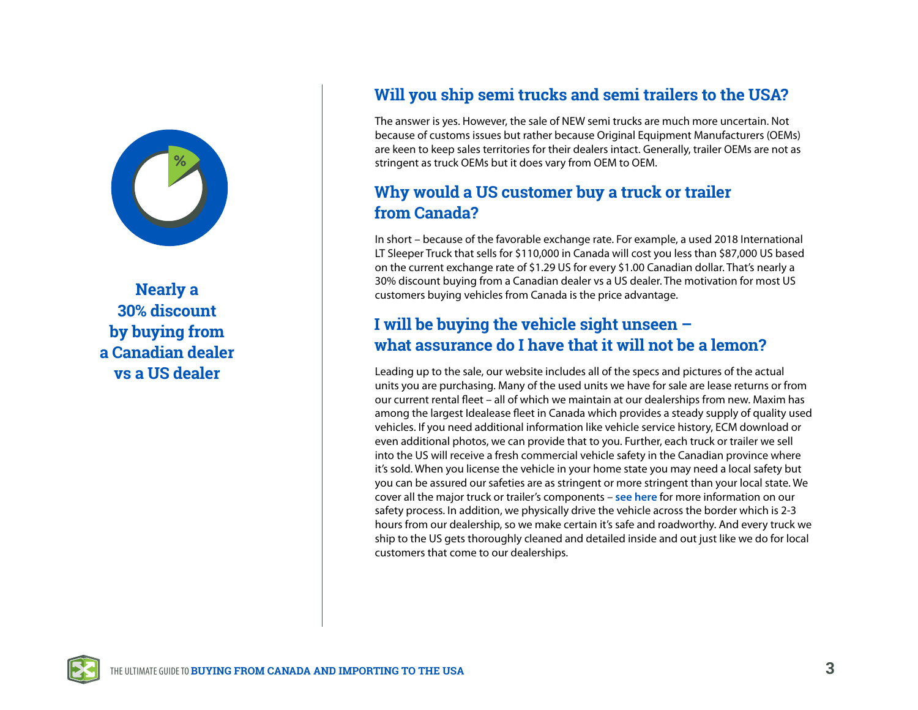**Nearly a 30% discount by buying from a Canadian dealer vs a US dealer**

## Will you ship semi trucks and semi trailers to the USA?

The answer is yes. However, the sale of NEW semi trucks are much more uncertain. Not because of customs issues but rather because Original Equipment Manufacturers (OEMs) are keen to keep sales territories for their dealers intact. Generally, trailer OEMs are not as stringent as truck OEMs but it does vary from OEM to OEM.

## Why would a US customer buy a truck or trailer from Canada?

In short – because of the favorable exchange rate. For example, a used 2018 International LT Sleeper Truck that sells for $110,000 in Canada will cost you less than $87,000 US based on the current exchange rate of $1.29 US for every $1.00 Canadian dollar. That's nearly a 30% discount buying from a Canadian dealer vs a US dealer. The motivation for most US customers buying vehicles from Canada is the price advantage.

## I will be buying the vehicle sight unseen – what assurance do I have that it will not be a lemon?

Leading up to the sale, our website includes all of the specs and pictures of the actual units you are purchasing. Many of the used units we have for sale are lease returns or from our current rental fleet – all of which we maintain at our dealerships from new. Maxim has among the largest Idealease fleet in Canada which provides a steady supply of quality used vehicles. If you need additional information like vehicle service history, ECM download or even additional photos, we can provide that to you. Further, each truck or trailer we sell into the US will receive a fresh commercial vehicle safety in the Canadian province where it's sold. When you license the vehicle in your home state you may need a local safety but you can be assured our safeties are as stringent or more stringent than your local state. We cover all the major truck or trailer's components – **see here** for more information on our safety process. In addition, we physically drive the vehicle across the border which is 2-3 hours from our dealership, so we make certain it's safe and roadworthy. And every truck we ship to the US gets thoroughly cleaned and detailed inside and out just like we do for local customers that come to our dealerships.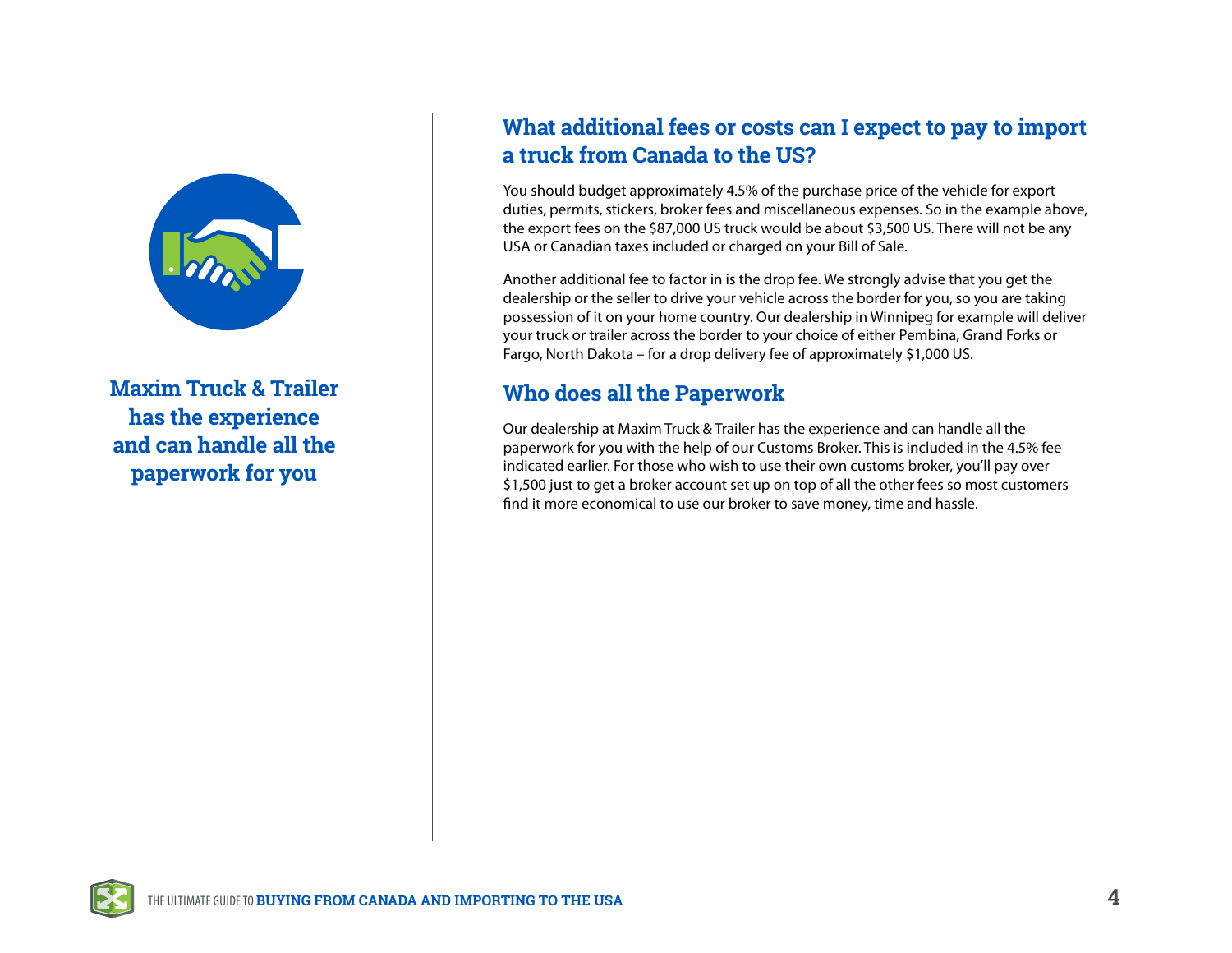**Maxim Truck & Trailer has the experience and can handle all the paperwork for you**

## What additional fees or costs can I expect to pay to import a truck from Canada to the US?

You should budget approximately 4.5% of the purchase price of the vehicle for export duties, permits, stickers, broker fees and miscellaneous expenses. So in the example above, the export fees on the $87,000 US truck would be about $3,500 US. There will not be any USA or Canadian taxes included or charged on your Bill of Sale.

Another additional fee to factor in is the drop fee. We strongly advise that you get the dealership or the seller to drive your vehicle across the border for you, so you are taking possession of it on your home country. Our dealership in Winnipeg for example will deliver your truck or trailer across the border to your choice of either Pembina, Grand Forks or Fargo, North Dakota – for a drop delivery fee of approximately $1,000 US.

## Who does all the Paperwork

Our dealership at Maxim Truck & Trailer has the experience and can handle all the paperwork for you with the help of our Customs Broker. This is included in the 4.5% fee indicated earlier. For those who wish to use their own customs broker, you'll pay over $1,500 just to get a broker account set up on top of all the other fees so most customers find it more economical to use our broker to save money, time and hassle.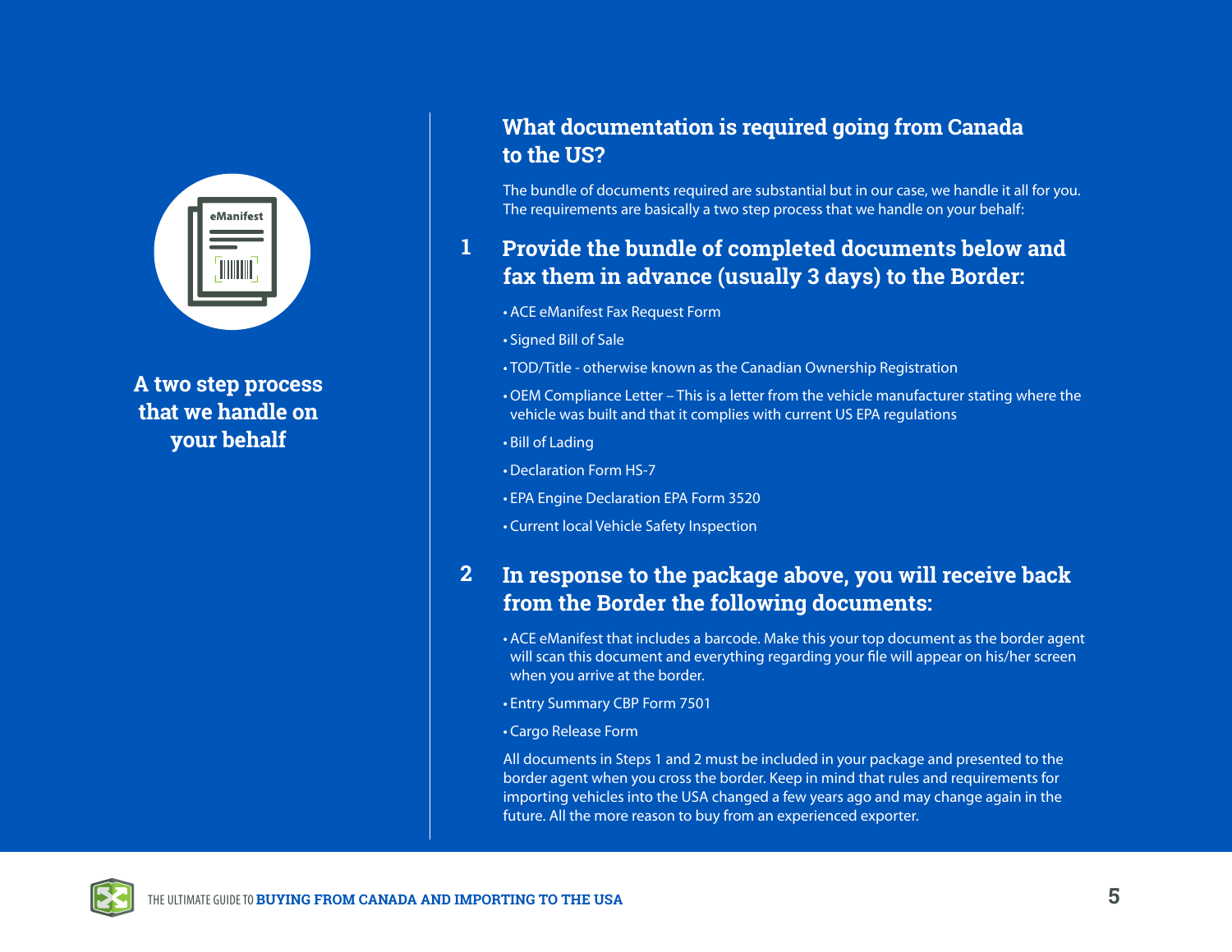**A two step process that we handle on your behalf**

## What documentation is required going from Canada to the US?

The bundle of documents required are substantial but in our case, we handle it all for you. The requirements are basically a two step process that we handle on your behalf:

### 1 Provide the bundle of completed documents below and fax them in advance (usually 3 days) to the Border:

- ACE eManifest Fax Request Form
- Signed Bill of Sale
- TOD/Title - otherwise known as the Canadian Ownership Registration
- OEM Compliance Letter – This is a letter from the vehicle manufacturer stating where the vehicle was built and that it complies with current US EPA regulations
- Bill of Lading
- Declaration Form HS-7
- EPA Engine Declaration EPA Form 3520
- Current local Vehicle Safety Inspection

### 2 In response to the package above, you will receive back from the Border the following documents:

- ACE eManifest that includes a barcode. Make this your top document as the border agent will scan this document and everything regarding your file will appear on his/her screen when you arrive at the border.
- Entry Summary CBP Form 7501
- Cargo Release Form

All documents in Steps 1 and 2 must be included in your package and presented to the border agent when you cross the border. Keep in mind that rules and requirements for importing vehicles into the USA changed a few years ago and may change again in the future. All the more reason to buy from an experienced exporter.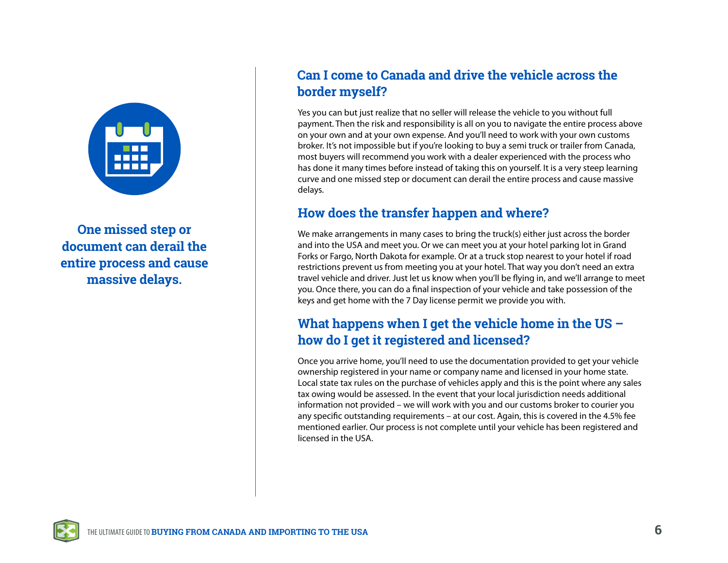**One missed step or document can derail the entire process and cause massive delays.**

## Can I come to Canada and drive the vehicle across the border myself?

Yes you can but just realize that no seller will release the vehicle to you without full payment. Then the risk and responsibility is all on you to navigate the entire process above on your own and at your own expense. And you'll need to work with your own customs broker. It's not impossible but if you're looking to buy a semi truck or trailer from Canada, most buyers will recommend you work with a dealer experienced with the process who has done it many times before instead of taking this on yourself. It is a very steep learning curve and one missed step or document can derail the entire process and cause massive delays.

## How does the transfer happen and where?

We make arrangements in many cases to bring the truck(s) either just across the border and into the USA and meet you. Or we can meet you at your hotel parking lot in Grand Forks or Fargo, North Dakota for example. Or at a truck stop nearest to your hotel if road restrictions prevent us from meeting you at your hotel. That way you don't need an extra travel vehicle and driver. Just let us know when you'll be flying in, and we'll arrange to meet you. Once there, you can do a final inspection of your vehicle and take possession of the keys and get home with the 7 Day license permit we provide you with.

## What happens when I get the vehicle home in the US – how do I get it registered and licensed?

Once you arrive home, you'll need to use the documentation provided to get your vehicle ownership registered in your name or company name and licensed in your home state. Local state tax rules on the purchase of vehicles apply and this is the point where any sales tax owing would be assessed. In the event that your local jurisdiction needs additional information not provided – we will work with you and our customs broker to courier you any specific outstanding requirements – at our cost. Again, this is covered in the 4.5% fee mentioned earlier. Our process is not complete until your vehicle has been registered and licensed in the USA.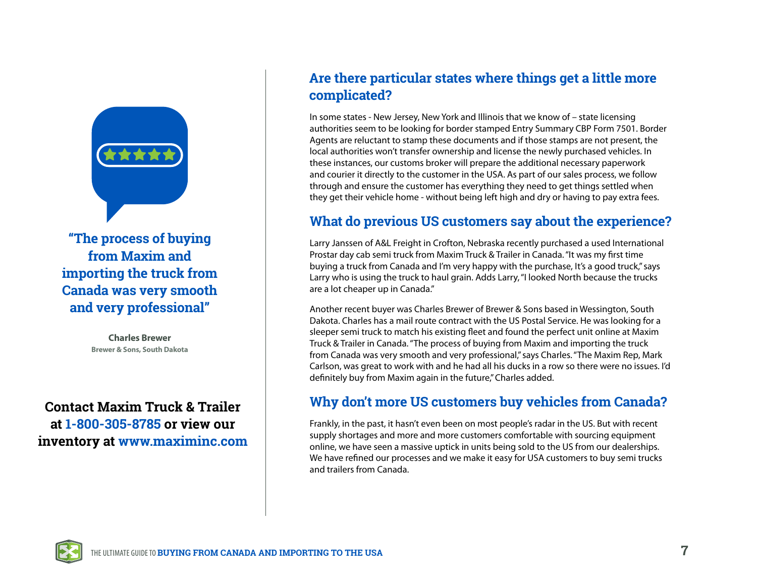> **"The process of buying from Maxim and importing the truck from Canada was very smooth and very professional"**
>
> **Charles Brewer**
> **Brewer & Sons, South Dakota**

**Contact Maxim Truck & Trailer at 1-800-305-8785 or view our inventory at www.maximinc.com**

## Are there particular states where things get a little more complicated?

In some states - New Jersey, New York and Illinois that we know of – state licensing authorities seem to be looking for border stamped Entry Summary CBP Form 7501. Border Agents are reluctant to stamp these documents and if those stamps are not present, the local authorities won't transfer ownership and license the newly purchased vehicles. In these instances, our customs broker will prepare the additional necessary paperwork and courier it directly to the customer in the USA. As part of our sales process, we follow through and ensure the customer has everything they need to get things settled when they get their vehicle home - without being left high and dry or having to pay extra fees.

## What do previous US customers say about the experience?

Larry Janssen of A&L Freight in Crofton, Nebraska recently purchased a used International Prostar day cab semi truck from Maxim Truck & Trailer in Canada. "It was my first time buying a truck from Canada and I'm very happy with the purchase, It's a good truck," says Larry who is using the truck to haul grain. Adds Larry, "I looked North because the trucks are a lot cheaper up in Canada."

Another recent buyer was Charles Brewer of Brewer & Sons based in Wessington, South Dakota. Charles has a mail route contract with the US Postal Service. He was looking for a sleeper semi truck to match his existing fleet and found the perfect unit online at Maxim Truck & Trailer in Canada. "The process of buying from Maxim and importing the truck from Canada was very smooth and very professional," says Charles. "The Maxim Rep, Mark Carlson, was great to work with and he had all his ducks in a row so there were no issues. I'd definitely buy from Maxim again in the future," Charles added.

## Why don't more US customers buy vehicles from Canada?

Frankly, in the past, it hasn't even been on most people's radar in the US. But with recent supply shortages and more and more customers comfortable with sourcing equipment online, we have seen a massive uptick in units being sold to the US from our dealerships. We have refined our processes and we make it easy for USA customers to buy semi trucks and trailers from Canada.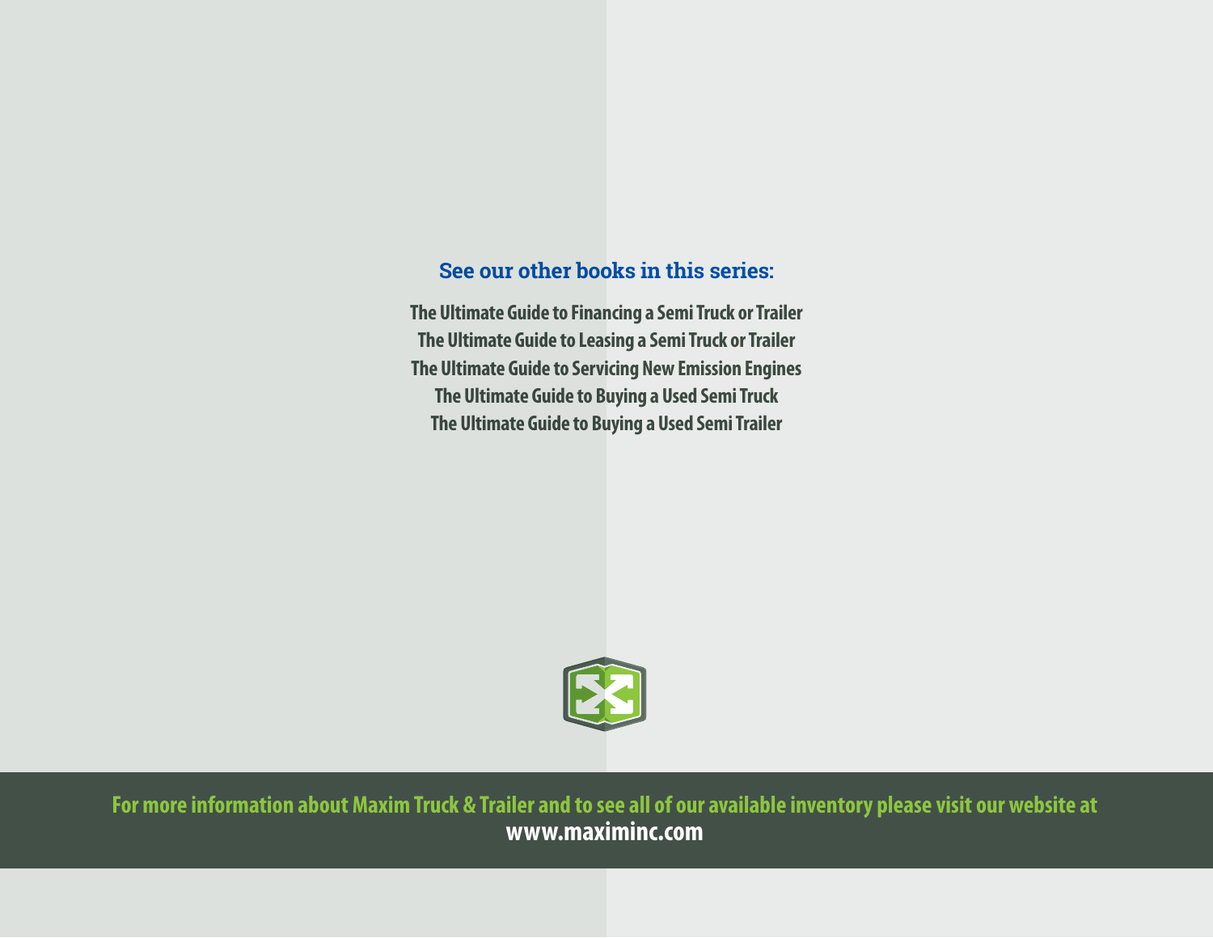## See our other books in this series:

**The Ultimate Guide to Financing a Semi Truck or Trailer**
**The Ultimate Guide to Leasing a Semi Truck or Trailer**
**The Ultimate Guide to Servicing New Emission Engines**
**The Ultimate Guide to Buying a Used Semi Truck**
**The Ultimate Guide to Buying a Used Semi Trailer**

**For more information about Maxim Truck & Trailer and to see all of our available inventory please visit our website at www.maximinc.com**